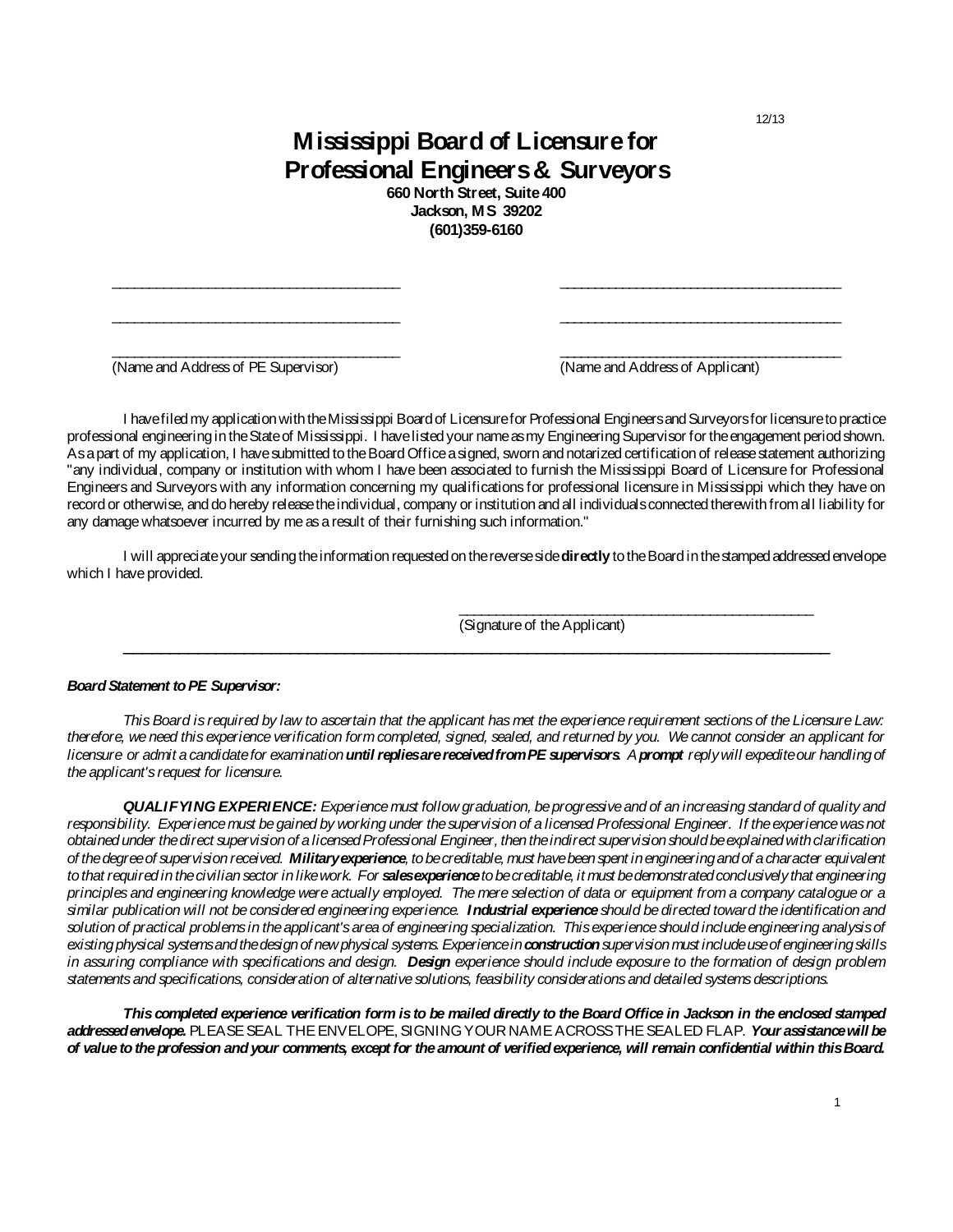12/13

# Mississippi Board of Licensure for Professional Engineers & Surveyors

**660 North Street, Suite 400**
**Jackson, MS 39202**
**(601)359-6160**

| ______________________________________ | ______________________________________ |
|---|---|
| ______________________________________ | ______________________________________ |
| ______________________________________ | ______________________________________ |
| (Name and Address of PE Supervisor) | (Name and Address of Applicant) |

I have filed my application with the Mississippi Board of Licensure for Professional Engineers and Surveyors for licensure to practice professional engineering in the State of Mississippi. I have listed your name as my Engineering Supervisor for the engagement period shown. As a part of my application, I have submitted to the Board Office a signed, sworn and notarized certification of release statement authorizing "any individual, company or institution with whom I have been associated to furnish the Mississippi Board of Licensure for Professional Engineers and Surveyors with any information concerning my qualifications for professional licensure in Mississippi which they have on record or otherwise, and do hereby release the individual, company or institution and all individuals connected therewith from all liability for any damage whatsoever incurred by me as a result of their furnishing such information."

I will appreciate your sending the information requested on the reverse side **directly** to the Board in the stamped addressed envelope which I have provided.

______________________________________________
(Signature of the Applicant)

---

***Board Statement to PE Supervisor:***

*This Board is required by law to ascertain that the applicant has met the experience requirement sections of the Licensure Law: therefore, we need this experience verification form completed, signed, sealed, and returned by you. We cannot consider an applicant for licensure or admit a candidate for examination **until replies are received from PE supervisors**. A **prompt** reply will expedite our handling of the applicant's request for licensure.*

***QUALIFYING EXPERIENCE:** Experience must follow graduation, be progressive and of an increasing standard of quality and responsibility. Experience must be gained by working under the supervision of a licensed Professional Engineer. If the experience was not obtained under the direct supervision of a licensed Professional Engineer, then the indirect supervision should be explained with clarification of the degree of supervision received. **Military experience**, to be creditable, must have been spent in engineering and of a character equivalent to that required in the civilian sector in like work. For **sales experience** to be creditable, it must be demonstrated conclusively that engineering principles and engineering knowledge were actually employed. The mere selection of data or equipment from a company catalogue or a similar publication will not be considered engineering experience. **Industrial experience** should be directed toward the identification and solution of practical problems in the applicant's area of engineering specialization. This experience should include engineering analysis of existing physical systems and the design of new physical systems. Experience in **construction** supervision must include use of engineering skills in assuring compliance with specifications and design. **Design** experience should include exposure to the formation of design problem statements and specifications, consideration of alternative solutions, feasibility considerations and detailed systems descriptions.*

***This completed experience verification form is to be mailed directly to the Board Office in Jackson in the enclosed stamped addressed envelope.*** PLEASE SEAL THE ENVELOPE, SIGNING YOUR NAME ACROSS THE SEALED FLAP. ***Your assistance will be of value to the profession and your comments, except for the amount of verified experience, will remain confidential within this Board.***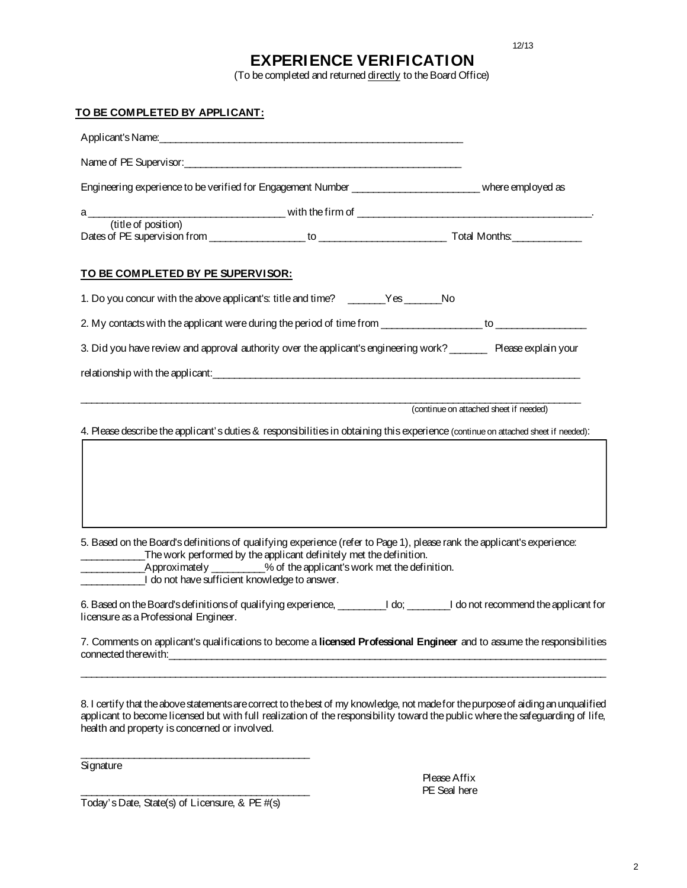12/13

# EXPERIENCE VERIFICATION

(To be completed and returned directly to the Board Office)

**TO BE COMPLETED BY APPLICANT:**

Applicant's Name:___________________________________________________________

Name of PE Supervisor:_______________________________________________________

Engineering experience to be verified for Engagement Number ________________________ where employed as

a ____________________________________ with the firm of ______________________________________________.
(title of position)

Dates of PE supervision from __________________ to ________________________ Total Months:_____________

**TO BE COMPLETED BY PE SUPERVISOR:**

1. Do you concur with the above applicant's: title and time? _______Yes _______No

2. My contacts with the applicant were during the period of time from ___________________ to _________________

3. Did you have review and approval authority over the applicant's engineering work? _______ Please explain your relationship with the applicant:_________________________________________________________________________

_____________________________________________________________________________________________
(continue on attached sheet if needed)

4. Please describe the applicant's duties & responsibilities in obtaining this experience (continue on attached sheet if needed):

5. Based on the Board's definitions of qualifying experience (refer to Page 1), please rank the applicant's experience:

___________The work performed by the applicant definitely met the definition.

___________Approximately _________% of the applicant's work met the definition.

___________I do not have sufficient knowledge to answer.

6. Based on the Board's definitions of qualifying experience, _________I do; ________I do not recommend the applicant for licensure as a Professional Engineer.

7. Comments on applicant's qualifications to become a **licensed Professional Engineer** and to assume the responsibilities connected therewith:_____________________________________________________________________________

_____________________________________________________________________________________________

8. I certify that the above statements are correct to the best of my knowledge, not made for the purpose of aiding an unqualified applicant to become licensed but with full realization of the responsibility toward the public where the safeguarding of life, health and property is concerned or involved.

____________________________________________
Signature

____________________________________________
Today's Date, State(s) of Licensure, & PE #(s)

Please Affix
PE Seal here